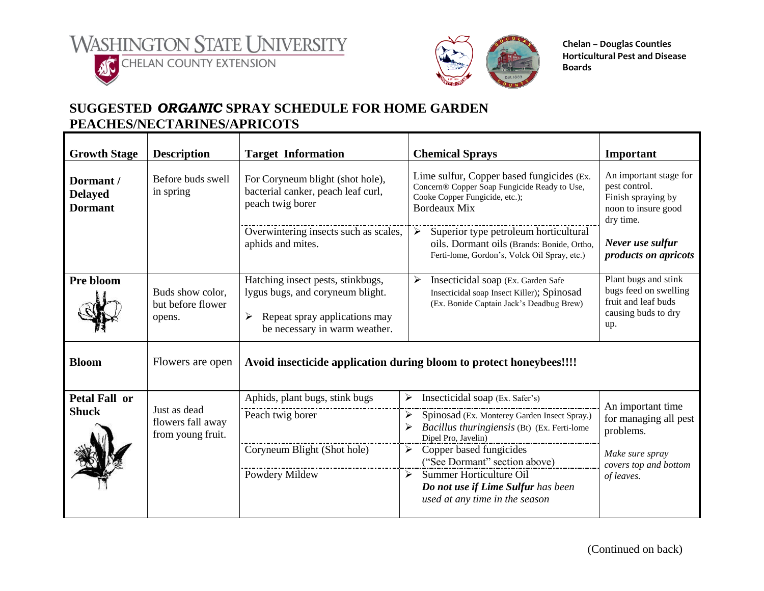WASHINGTON STATE UNIVERSITY
CHELAN COUNTY EXTENSION

**Chelan – Douglas Counties Horticultural Pest and Disease Boards**

## SUGGESTED *ORGANIC* SPRAY SCHEDULE FOR HOME GARDEN PEACHES/NECTARINES/APRICOTS

| Growth Stage | Description | Target Information | Chemical Sprays | Important |
|---|---|---|---|---|
| **Dormant / Delayed Dormant** | Before buds swell in spring | For Coryneum blight (shot hole), bacterial canker, peach leaf curl, peach twig borer | Lime sulfur, Copper based fungicides (Ex. Concern® Copper Soap Fungicide Ready to Use, Cooke Copper Fungicide, etc.); Bordeaux Mix | An important stage for pest control. Finish spraying by noon to insure good dry time. |
| | | Overwintering insects such as scales, aphids and mites. | ➢ Superior type petroleum horticultural oils. Dormant oils (Brands: Bonide, Ortho, Ferti-lome, Gordon's, Volck Oil Spray, etc.) | ***Never use sulfur products on apricots*** |
| **Pre bloom** | Buds show color, but before flower opens. | Hatching insect pests, stinkbugs, lygus bugs, and coryneum blight. ➢ Repeat spray applications may be necessary in warm weather. | ➢ Insecticidal soap (Ex. Garden Safe Insecticidal soap Insect Killer); Spinosad (Ex. Bonide Captain Jack's Deadbug Brew) | Plant bugs and stink bugs feed on swelling fruit and leaf buds causing buds to dry up. |
| **Bloom** | Flowers are open | **Avoid insecticide application during bloom to protect honeybees!!!!** | | |
| **Petal Fall or Shuck** | Just as dead flowers fall away from young fruit. | Aphids, plant bugs, stink bugs | ➢ Insecticidal soap (Ex. Safer's) | An important time for managing all pest problems. |
| | | Peach twig borer | ➢ Spinosad (Ex. Monterey Garden Insect Spray.) ➢ *Bacillus thuringiensis* (Bt) (Ex. Ferti-lome Dipel Pro, Javelin) | *Make sure spray covers top and bottom of leaves.* |
| | | Coryneum Blight (Shot hole) | ➢ Copper based fungicides ("See Dormant" section above) | |
| | | Powdery Mildew | ➢ Summer Horticulture Oil ***Do not use if Lime Sulfur** has been used at any time in the season* | |

(Continued on back)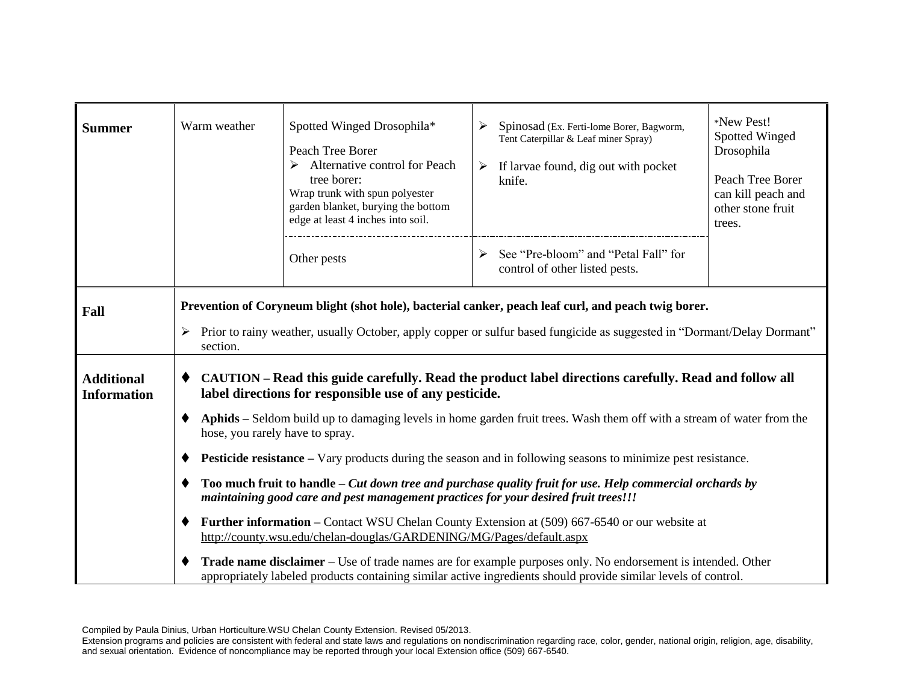| | | | | |
|---|---|---|---|---|
| **Summer** | Warm weather | Spotted Winged Drosophila*<br><br>Peach Tree Borer<br>➢ Alternative control for Peach tree borer:<br>Wrap trunk with spun polyester garden blanket, burying the bottom edge at least 4 inches into soil. | ➢ Spinosad (Ex. Ferti-lome Borer, Bagworm, Tent Caterpillar & Leaf miner Spray)<br><br>➢ If larvae found, dig out with pocket knife. | *New Pest! Spotted Winged Drosophila<br><br>Peach Tree Borer can kill peach and other stone fruit trees. |
| | | Other pests | ➢ See "Pre-bloom" and "Petal Fall" for control of other listed pests. | |
| **Fall** | **Prevention of Coryneum blight (shot hole), bacterial canker, peach leaf curl, and peach twig borer.**<br><br>➢ Prior to rainy weather, usually October, apply copper or sulfur based fungicide as suggested in "Dormant/Delay Dormant" section. | | | |
| **Additional Information** | ♦ **CAUTION – Read this guide carefully. Read the product label directions carefully. Read and follow all label directions for responsible use of any pesticide.**<br><br>♦ **Aphids –** Seldom build up to damaging levels in home garden fruit trees. Wash them off with a stream of water from the hose, you rarely have to spray.<br><br>♦ **Pesticide resistance –** Vary products during the season and in following seasons to minimize pest resistance.<br><br>♦ **Too much fruit to handle –** ***Cut down tree and purchase quality fruit for use. Help commercial orchards by maintaining good care and pest management practices for your desired fruit trees!!!***<br><br>♦ **Further information –** Contact WSU Chelan County Extension at (509) 667-6540 or our website at http://county.wsu.edu/chelan-douglas/GARDENING/MG/Pages/default.aspx<br><br>♦ **Trade name disclaimer –** Use of trade names are for example purposes only. No endorsement is intended. Other appropriately labeled products containing similar active ingredients should provide similar levels of control. | | | |

Compiled by Paula Dinius, Urban Horticulture.WSU Chelan County Extension. Revised 05/2013.

Extension programs and policies are consistent with federal and state laws and regulations on nondiscrimination regarding race, color, gender, national origin, religion, age, disability, and sexual orientation. Evidence of noncompliance may be reported through your local Extension office (509) 667-6540.